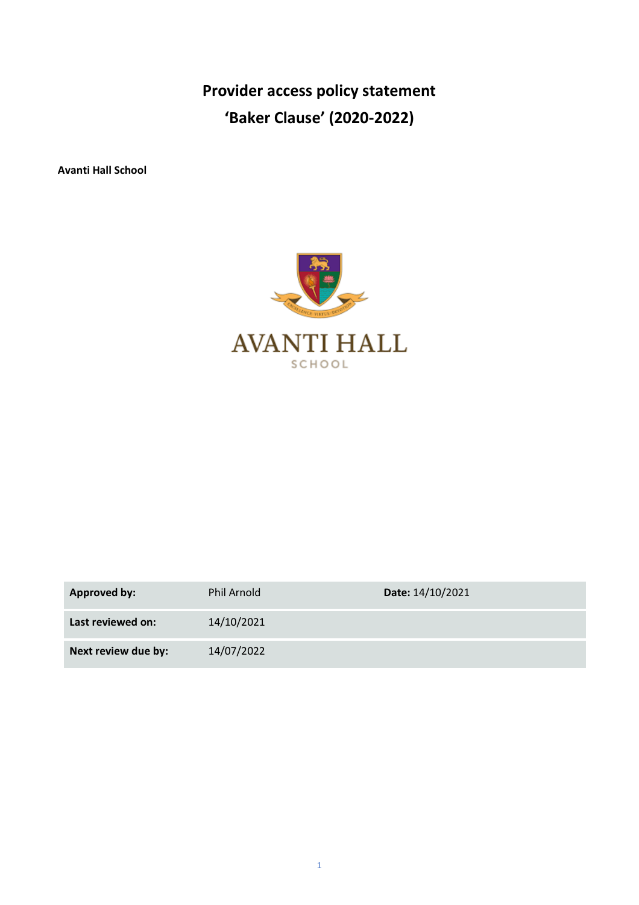# Provider access policy statement
# 'Baker Clause' (2020-2022)

**Avanti Hall School**

| **Approved by:** | Phil Arnold | **Date:** 14/10/2021 |
|---|---|---|
| **Last reviewed on:** | 14/10/2021 | |
| **Next review due by:** | 14/07/2022 | |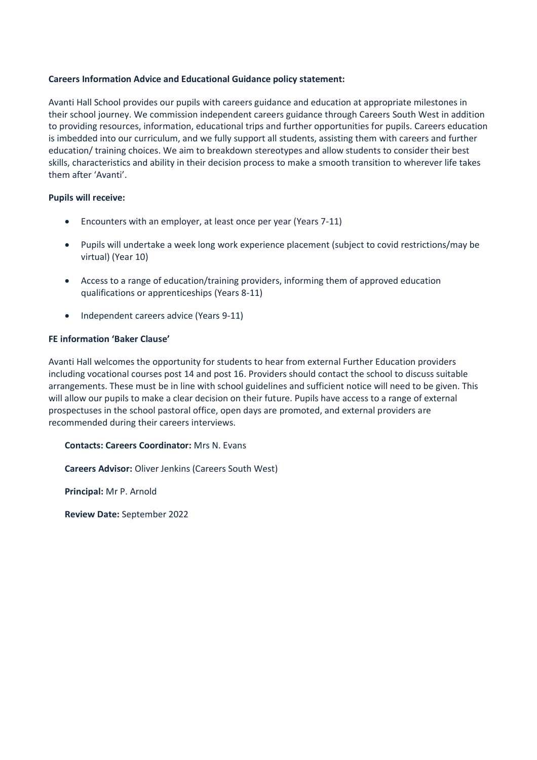**Careers Information Advice and Educational Guidance policy statement:**

Avanti Hall School provides our pupils with careers guidance and education at appropriate milestones in their school journey. We commission independent careers guidance through Careers South West in addition to providing resources, information, educational trips and further opportunities for pupils. Careers education is imbedded into our curriculum, and we fully support all students, assisting them with careers and further education/ training choices. We aim to breakdown stereotypes and allow students to consider their best skills, characteristics and ability in their decision process to make a smooth transition to wherever life takes them after 'Avanti'.

**Pupils will receive:**

- Encounters with an employer, at least once per year (Years 7-11)
- Pupils will undertake a week long work experience placement (subject to covid restrictions/may be virtual) (Year 10)
- Access to a range of education/training providers, informing them of approved education qualifications or apprenticeships (Years 8-11)
- Independent careers advice (Years 9-11)

**FE information 'Baker Clause'**

Avanti Hall welcomes the opportunity for students to hear from external Further Education providers including vocational courses post 14 and post 16. Providers should contact the school to discuss suitable arrangements. These must be in line with school guidelines and sufficient notice will need to be given. This will allow our pupils to make a clear decision on their future. Pupils have access to a range of external prospectuses in the school pastoral office, open days are promoted, and external providers are recommended during their careers interviews.

**Contacts: Careers Coordinator:** Mrs N. Evans

**Careers Advisor:** Oliver Jenkins (Careers South West)

**Principal:** Mr P. Arnold

**Review Date:** September 2022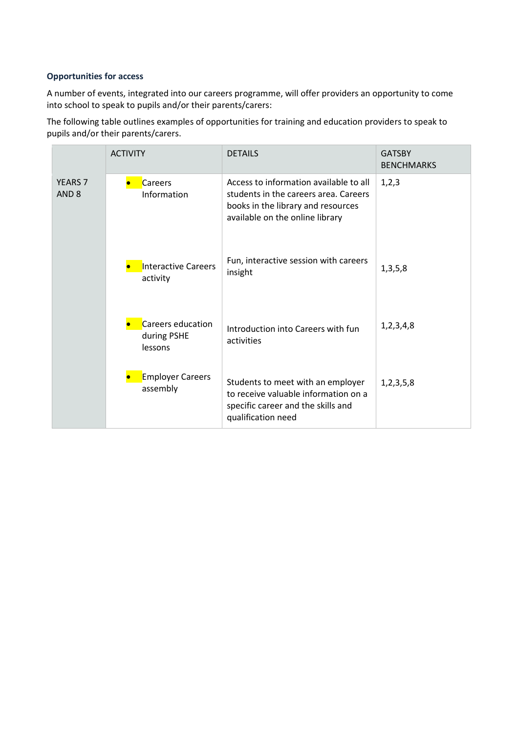**Opportunities for access**

A number of events, integrated into our careers programme, will offer providers an opportunity to come into school to speak to pupils and/or their parents/carers:

The following table outlines examples of opportunities for training and education providers to speak to pupils and/or their parents/carers.

| | ACTIVITY | DETAILS | GATSBY BENCHMARKS |
|---|---|---|---|
| YEARS 7 AND 8 | • Careers Information | Access to information available to all students in the careers area. Careers books in the library and resources available on the online library | 1,2,3 |
| | • Interactive Careers activity | Fun, interactive session with careers insight | 1,3,5,8 |
| | • Careers education during PSHE lessons | Introduction into Careers with fun activities | 1,2,3,4,8 |
| | • Employer Careers assembly | Students to meet with an employer to receive valuable information on a specific career and the skills and qualification need | 1,2,3,5,8 |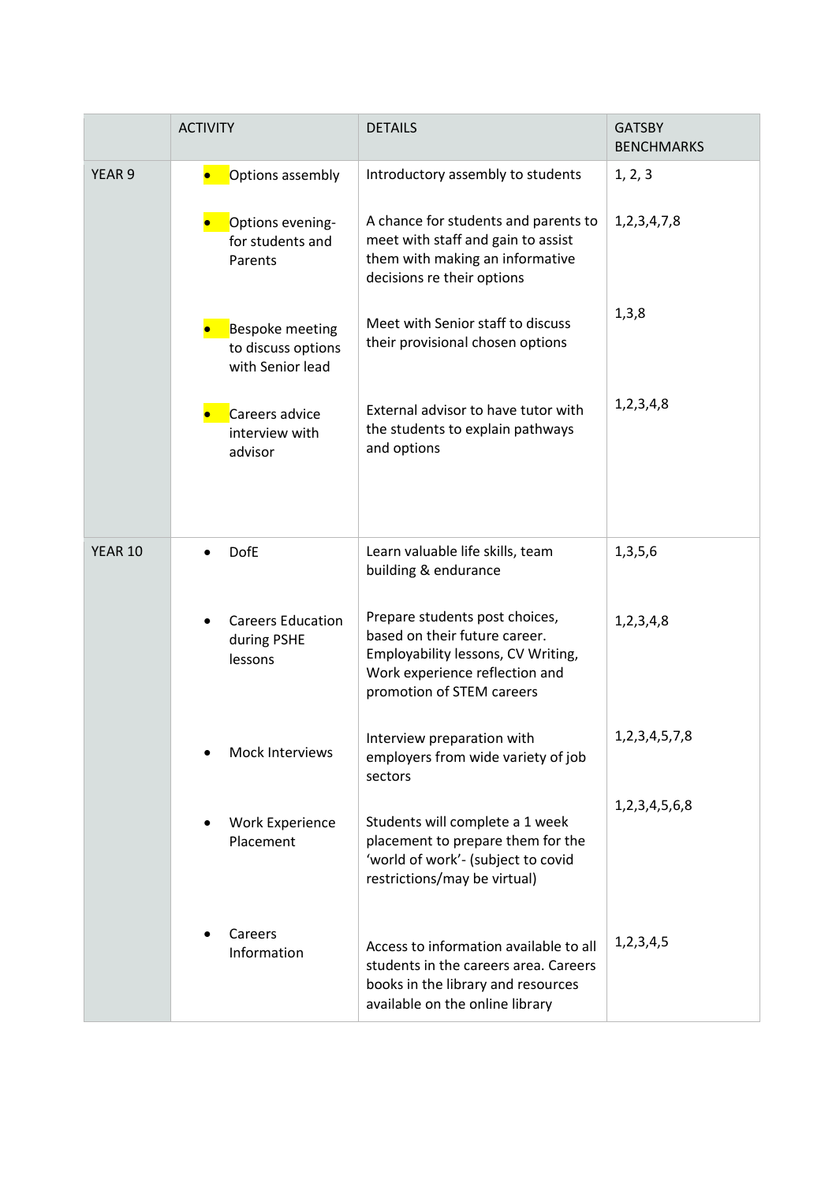|  | ACTIVITY | DETAILS | GATSBY BENCHMARKS |
|---|---|---|---|
| YEAR 9 | • Options assembly | Introductory assembly to students | 1, 2, 3 |
|  | • Options evening- for students and Parents | A chance for students and parents to meet with staff and gain to assist them with making an informative decisions re their options | 1,2,3,4,7,8 |
|  | • Bespoke meeting to discuss options with Senior lead | Meet with Senior staff to discuss their provisional chosen options | 1,3,8 |
|  | • Careers advice interview with advisor | External advisor to have tutor with the students to explain pathways and options | 1,2,3,4,8 |
| YEAR 10 | • DofE | Learn valuable life skills, team building & endurance | 1,3,5,6 |
|  | • Careers Education during PSHE lessons | Prepare students post choices, based on their future career. Employability lessons, CV Writing, Work experience reflection and promotion of STEM careers | 1,2,3,4,8 |
|  | • Mock Interviews | Interview preparation with employers from wide variety of job sectors | 1,2,3,4,5,7,8 |
|  | • Work Experience Placement | Students will complete a 1 week placement to prepare them for the 'world of work'- (subject to covid restrictions/may be virtual) | 1,2,3,4,5,6,8 |
|  | • Careers Information | Access to information available to all students in the careers area. Careers books in the library and resources available on the online library | 1,2,3,4,5 |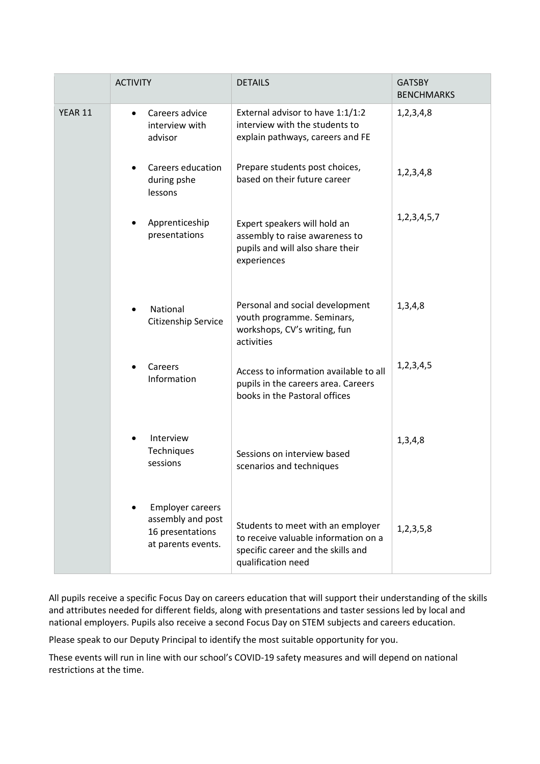| | ACTIVITY | DETAILS | GATSBY BENCHMARKS |
|---|---|---|---|
| YEAR 11 | • Careers advice interview with advisor | External advisor to have 1:1/1:2 interview with the students to explain pathways, careers and FE | 1,2,3,4,8 |
| | • Careers education during pshe lessons | Prepare students post choices, based on their future career | 1,2,3,4,8 |
| | • Apprenticeship presentations | Expert speakers will hold an assembly to raise awareness to pupils and will also share their experiences | 1,2,3,4,5,7 |
| | • National Citizenship Service | Personal and social development youth programme. Seminars, workshops, CV's writing, fun activities | 1,3,4,8 |
| | • Careers Information | Access to information available to all pupils in the careers area. Careers books in the Pastoral offices | 1,2,3,4,5 |
| | • Interview Techniques sessions | Sessions on interview based scenarios and techniques | 1,3,4,8 |
| | • Employer careers assembly and post 16 presentations at parents events. | Students to meet with an employer to receive valuable information on a specific career and the skills and qualification need | 1,2,3,5,8 |

All pupils receive a specific Focus Day on careers education that will support their understanding of the skills and attributes needed for different fields, along with presentations and taster sessions led by local and national employers. Pupils also receive a second Focus Day on STEM subjects and careers education.

Please speak to our Deputy Principal to identify the most suitable opportunity for you.

These events will run in line with our school's COVID-19 safety measures and will depend on national restrictions at the time.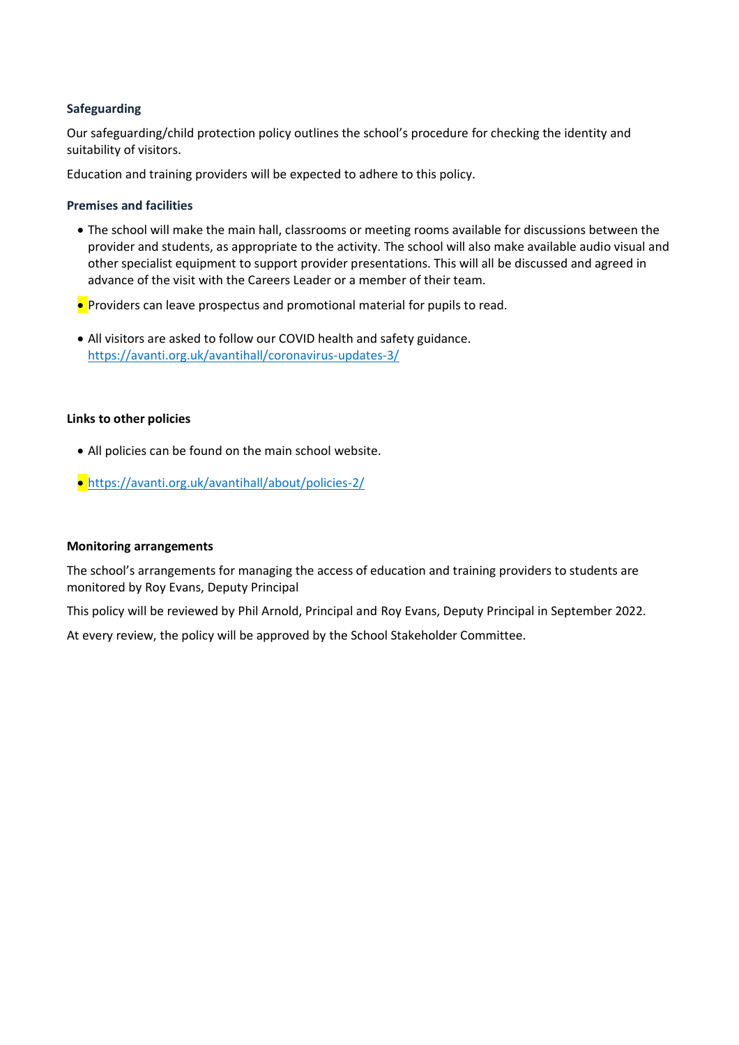### Safeguarding

Our safeguarding/child protection policy outlines the school's procedure for checking the identity and suitability of visitors.

Education and training providers will be expected to adhere to this policy.

### Premises and facilities

- The school will make the main hall, classrooms or meeting rooms available for discussions between the provider and students, as appropriate to the activity. The school will also make available audio visual and other specialist equipment to support provider presentations. This will all be discussed and agreed in advance of the visit with the Careers Leader or a member of their team.
- Providers can leave prospectus and promotional material for pupils to read.
- All visitors are asked to follow our COVID health and safety guidance. https://avanti.org.uk/avantihall/coronavirus-updates-3/

### Links to other policies

- All policies can be found on the main school website.
- https://avanti.org.uk/avantihall/about/policies-2/

### Monitoring arrangements

The school's arrangements for managing the access of education and training providers to students are monitored by Roy Evans, Deputy Principal

This policy will be reviewed by Phil Arnold, Principal and Roy Evans, Deputy Principal in September 2022.

At every review, the policy will be approved by the School Stakeholder Committee.